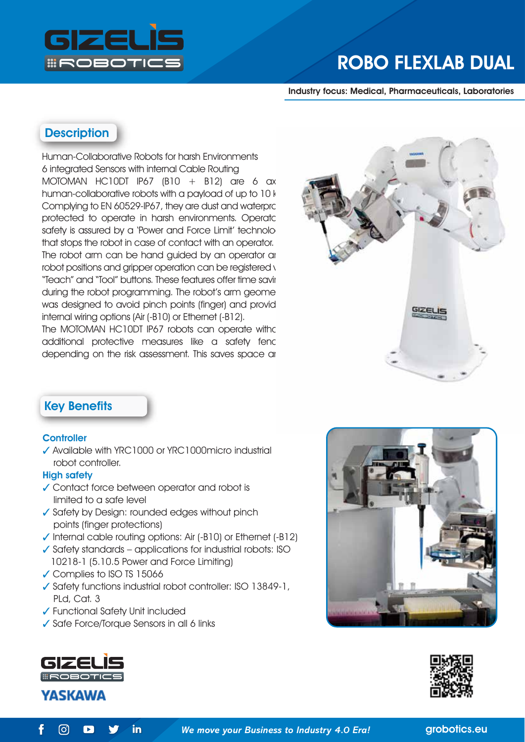# ROBO FLEXLAB DUAL

**Industry focus: Medical, Pharmaceuticals, Laboratories**

## Description

Human-Collaborative Robots for harsh Environments
6 integrated Sensors with internal Cable Routing
MOTOMAN HC10DT IP67 (B10 + B12) are 6 ax
human-collaborative robots with a payload of up to 10 k
Complying to EN 60529-IP67, they are dust and waterpro
protected to operate in harsh environments. Operato
safety is assured by a 'Power and Force Limit' technolo
that stops the robot in case of contact with an operator.
The robot arm can be hand guided by an operator ar
robot positions and gripper operation can be registered v
"Teach" and "Tool" buttons. These features offer time savi
during the robot programming. The robot's arm geome
was designed to avoid pinch points (finger) and provid
internal wiring options (Air (-B10) or Ethernet (-B12).
The MOTOMAN HC10DT IP67 robots can operate witho
additional protective measures like a safety fenc
depending on the risk assessment. This saves space ar

## Key Benefits

### Controller

- ✓ Available with YRC1000 or YRC1000micro industrial robot controller.

### High safety

- ✓ Contact force between operator and robot is limited to a safe level
- ✓ Safety by Design: rounded edges without pinch points (finger protections)
- ✓ Internal cable routing options: Air (-B10) or Ethernet (-B12)
- ✓ Safety standards – applications for industrial robots: ISO 10218-1 (5.10.5 Power and Force Limiting)
- ✓ Complies to ISO TS 15066
- ✓ Safety functions industrial robot controller: ISO 13849-1, PLd, Cat. 3
- ✓ Functional Safety Unit included
- ✓ Safe Force/Torque Sensors in all 6 links

GIZELIS ROBOTICS

YASKAWA

*We move your Business to Industry 4.0 Era!*

grobotics.eu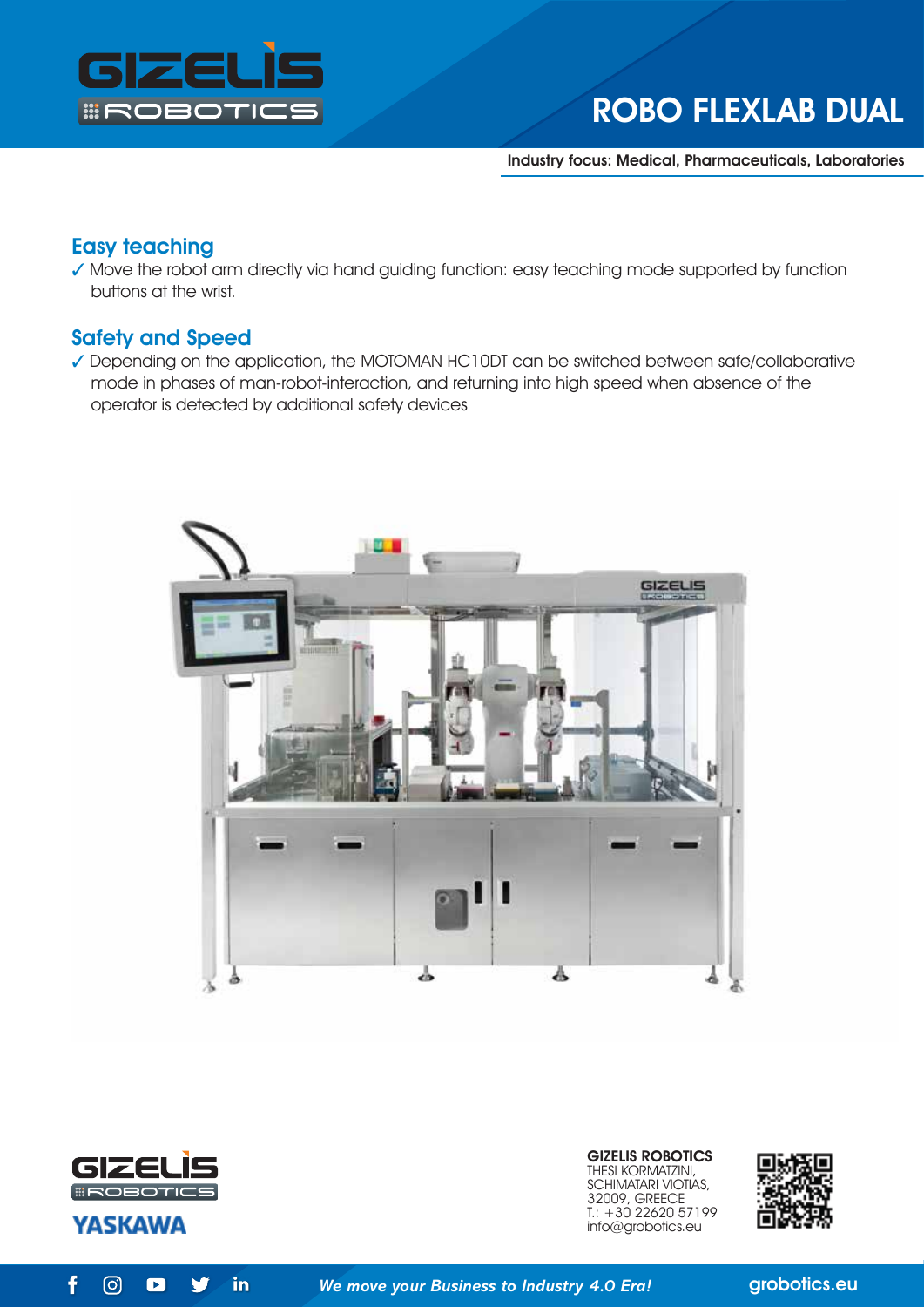# ROBO FLEXLAB DUAL

**Industry focus: Medical, Pharmaceuticals, Laboratories**

## Easy teaching

✓ Move the robot arm directly via hand guiding function: easy teaching mode supported by function buttons at the wrist.

## Safety and Speed

✓ Depending on the application, the MOTOMAN HC10DT can be switched between safe/collaborative mode in phases of man-robot-interaction, and returning into high speed when absence of the operator is detected by additional safety devices

**GIZELIS ROBOTICS**
THESI KORMATZINI,
SCHIMATARI VIOTIAS,
32009, GREECE
T.: +30 22620 57199
info@grobotics.eu

*We move your Business to Industry 4.0 Era!*

grobotics.eu